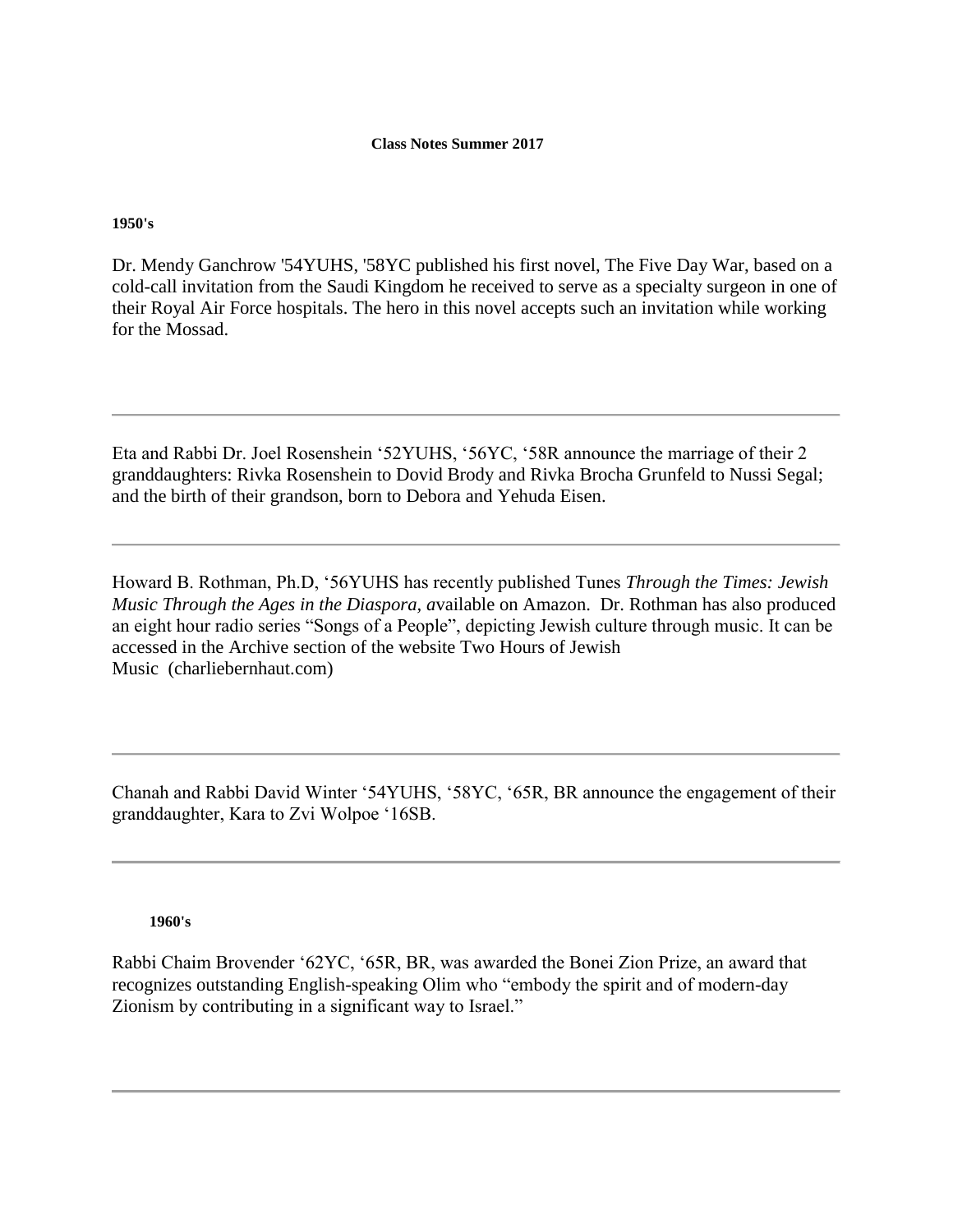# Class Notes Summer 2017

## 1950's

Dr. Mendy Ganchrow '54YUHS, '58YC published his first novel, The Five Day War, based on a cold-call invitation from the Saudi Kingdom he received to serve as a specialty surgeon in one of their Royal Air Force hospitals. The hero in this novel accepts such an invitation while working for the Mossad.

---

Eta and Rabbi Dr. Joel Rosenshein '52YUHS, '56YC, '58R announce the marriage of their 2 granddaughters: Rivka Rosenshein to Dovid Brody and Rivka Brocha Grunfeld to Nussi Segal; and the birth of their grandson, born to Debora and Yehuda Eisen.

---

Howard B. Rothman, Ph.D, '56YUHS has recently published Tunes *Through the Times: Jewish Music Through the Ages in the Diaspora, a*vailable on Amazon. Dr. Rothman has also produced an eight hour radio series "Songs of a People", depicting Jewish culture through music. It can be accessed in the Archive section of the website Two Hours of Jewish Music (charliebernhaut.com)

---

Chanah and Rabbi David Winter '54YUHS, '58YC, '65R, BR announce the engagement of their granddaughter, Kara to Zvi Wolpoe '16SB.

---

## 1960's

Rabbi Chaim Brovender '62YC, '65R, BR, was awarded the Bonei Zion Prize, an award that recognizes outstanding English-speaking Olim who "embody the spirit and of modern-day Zionism by contributing in a significant way to Israel."

---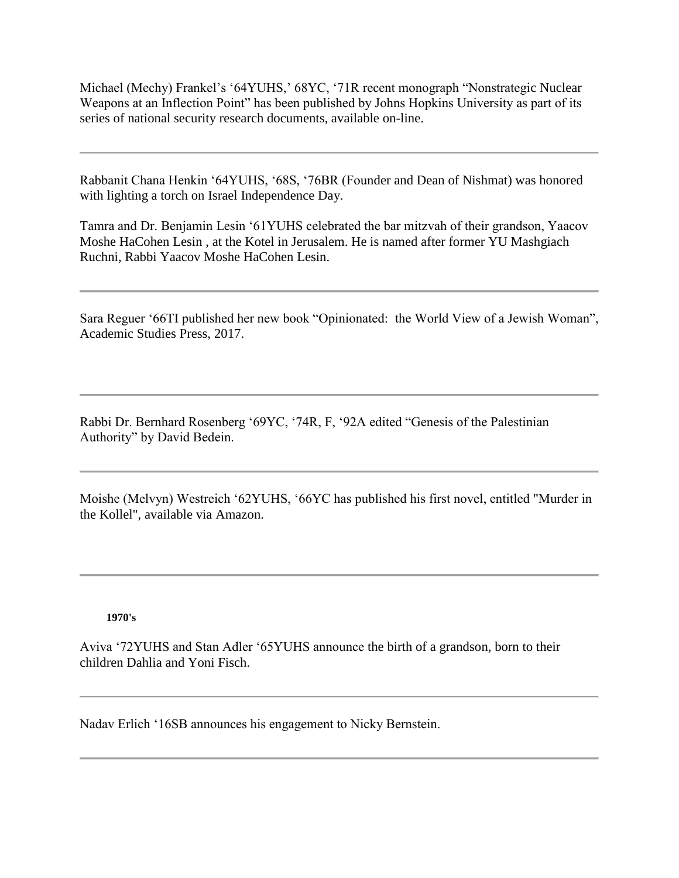Michael (Mechy) Frankel's '64YUHS,' 68YC, '71R recent monograph "Nonstrategic Nuclear Weapons at an Inflection Point" has been published by Johns Hopkins University as part of its series of national security research documents, available on-line.

---

Rabbanit Chana Henkin '64YUHS, '68S, '76BR (Founder and Dean of Nishmat) was honored with lighting a torch on Israel Independence Day.

Tamra and Dr. Benjamin Lesin '61YUHS celebrated the bar mitzvah of their grandson, Yaacov Moshe HaCohen Lesin , at the Kotel in Jerusalem. He is named after former YU Mashgiach Ruchni, Rabbi Yaacov Moshe HaCohen Lesin.

---

Sara Reguer '66TI published her new book "Opinionated: the World View of a Jewish Woman", Academic Studies Press, 2017.

---

Rabbi Dr. Bernhard Rosenberg '69YC, '74R, F, '92A edited "Genesis of the Palestinian Authority" by David Bedein.

---

Moishe (Melvyn) Westreich '62YUHS, '66YC has published his first novel, entitled "Murder in the Kollel", available via Amazon.

---

**1970's**

Aviva '72YUHS and Stan Adler '65YUHS announce the birth of a grandson, born to their children Dahlia and Yoni Fisch.

---

Nadav Erlich '16SB announces his engagement to Nicky Bernstein.

---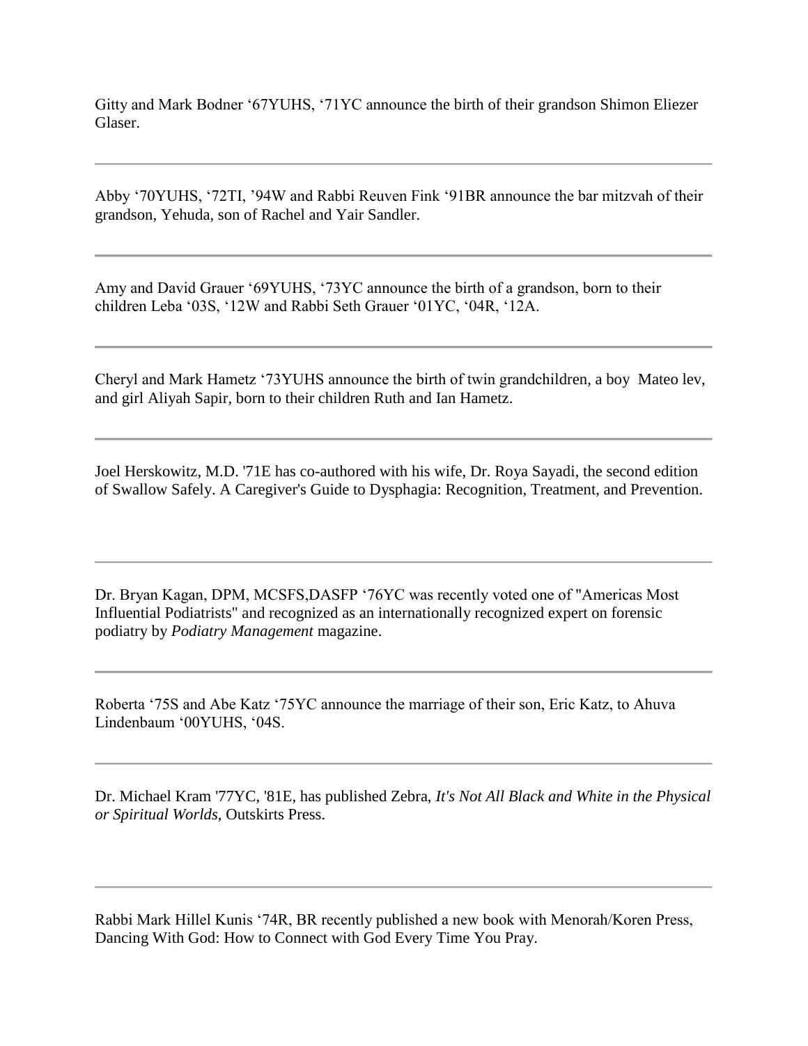Gitty and Mark Bodner ‘67YUHS, ‘71YC announce the birth of their grandson Shimon Eliezer Glaser.

---

Abby ‘70YUHS, ‘72TI, ’94W and Rabbi Reuven Fink ‘91BR announce the bar mitzvah of their grandson, Yehuda, son of Rachel and Yair Sandler.

---

Amy and David Grauer ‘69YUHS, ‘73YC announce the birth of a grandson, born to their children Leba ‘03S, ‘12W and Rabbi Seth Grauer ‘01YC, ‘04R, ‘12A.

---

Cheryl and Mark Hametz ‘73YUHS announce the birth of twin grandchildren, a boy Mateo lev, and girl Aliyah Sapir, born to their children Ruth and Ian Hametz.

---

Joel Herskowitz, M.D. '71E has co-authored with his wife, Dr. Roya Sayadi, the second edition of Swallow Safely. A Caregiver's Guide to Dysphagia: Recognition, Treatment, and Prevention.

---

Dr. Bryan Kagan, DPM, MCSFS,DASFP ‘76YC was recently voted one of "Americas Most Influential Podiatrists" and recognized as an internationally recognized expert on forensic podiatry by *Podiatry Management* magazine.

---

Roberta ‘75S and Abe Katz ‘75YC announce the marriage of their son, Eric Katz, to Ahuva Lindenbaum ‘00YUHS, ‘04S.

---

Dr. Michael Kram '77YC, '81E, has published Zebra, *It's Not All Black and White in the Physical or Spiritual Worlds*, Outskirts Press.

---

Rabbi Mark Hillel Kunis ‘74R, BR recently published a new book with Menorah/Koren Press, Dancing With God: How to Connect with God Every Time You Pray.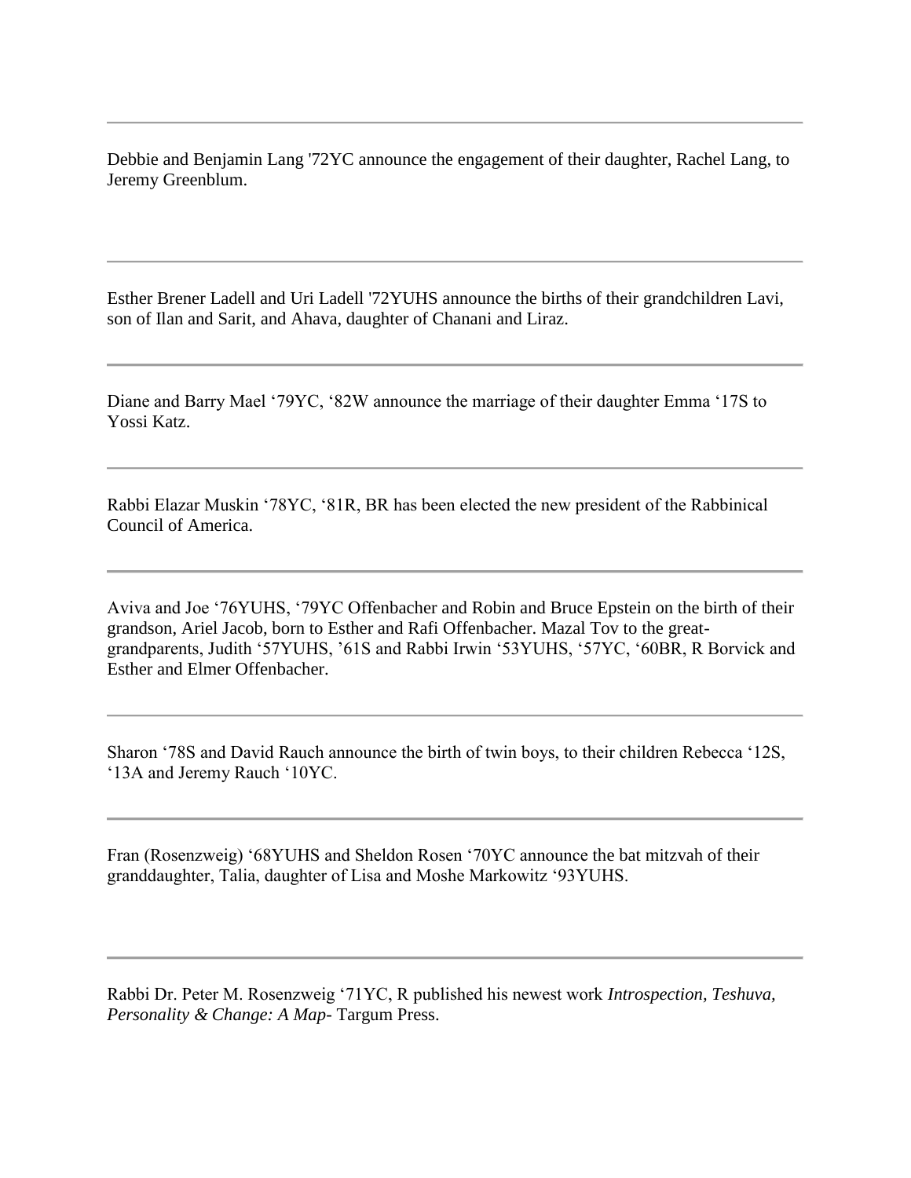---

Debbie and Benjamin Lang '72YC announce the engagement of their daughter, Rachel Lang, to Jeremy Greenblum.

---

Esther Brener Ladell and Uri Ladell '72YUHS announce the births of their grandchildren Lavi, son of Ilan and Sarit, and Ahava, daughter of Chanani and Liraz.

---

Diane and Barry Mael '79YC, '82W announce the marriage of their daughter Emma '17S to Yossi Katz.

---

Rabbi Elazar Muskin '78YC, '81R, BR has been elected the new president of the Rabbinical Council of America.

---

Aviva and Joe '76YUHS, '79YC Offenbacher and Robin and Bruce Epstein on the birth of their grandson, Ariel Jacob, born to Esther and Rafi Offenbacher. Mazal Tov to the great-grandparents, Judith '57YUHS, '61S and Rabbi Irwin '53YUHS, '57YC, '60BR, R Borvick and Esther and Elmer Offenbacher.

---

Sharon '78S and David Rauch announce the birth of twin boys, to their children Rebecca '12S, '13A and Jeremy Rauch '10YC.

---

Fran (Rosenzweig) '68YUHS and Sheldon Rosen '70YC announce the bat mitzvah of their granddaughter, Talia, daughter of Lisa and Moshe Markowitz '93YUHS.

---

Rabbi Dr. Peter M. Rosenzweig '71YC, R published his newest work *Introspection, Teshuva, Personality & Change: A Map*- Targum Press.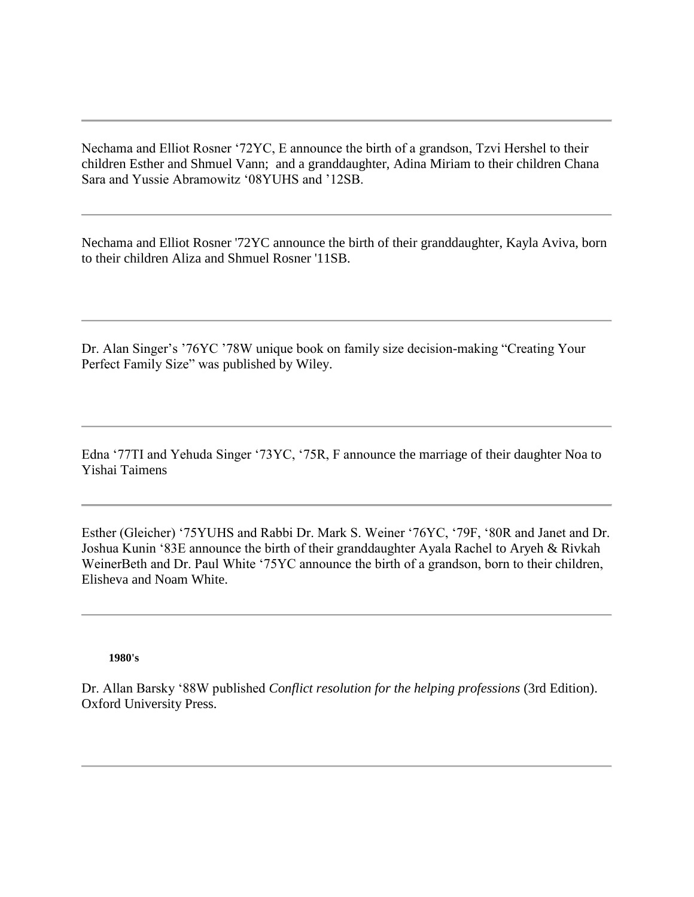---

Nechama and Elliot Rosner ‘72YC, E announce the birth of a grandson, Tzvi Hershel to their children Esther and Shmuel Vann; and a granddaughter, Adina Miriam to their children Chana Sara and Yussie Abramowitz ‘08YUHS and ’12SB.

---

Nechama and Elliot Rosner '72YC announce the birth of their granddaughter, Kayla Aviva, born to their children Aliza and Shmuel Rosner '11SB.

---

Dr. Alan Singer’s ’76YC ’78W unique book on family size decision-making “Creating Your Perfect Family Size” was published by Wiley.

---

Edna ‘77TI and Yehuda Singer ‘73YC, ‘75R, F announce the marriage of their daughter Noa to Yishai Taimens

---

Esther (Gleicher) ‘75YUHS and Rabbi Dr. Mark S. Weiner ‘76YC, ‘79F, ‘80R and Janet and Dr. Joshua Kunin ‘83E announce the birth of their granddaughter Ayala Rachel to Aryeh & Rivkah WeinerBeth and Dr. Paul White ‘75YC announce the birth of a grandson, born to their children, Elisheva and Noam White.

---

**1980's**

Dr. Allan Barsky ‘88W published *Conflict resolution for the helping professions* (3rd Edition). Oxford University Press.

---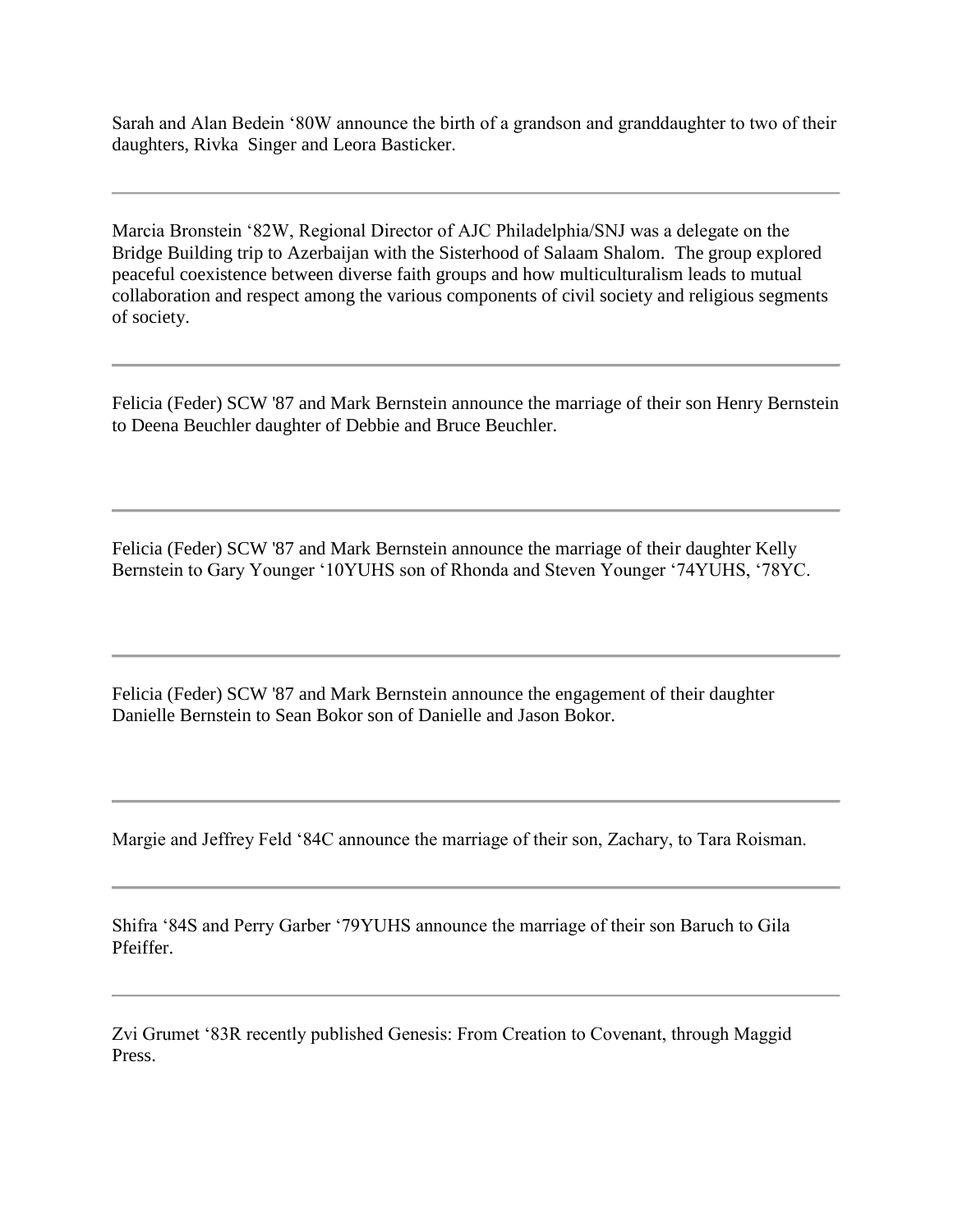Sarah and Alan Bedein ‘80W announce the birth of a grandson and granddaughter to two of their daughters, Rivka  Singer and Leora Basticker.

---

Marcia Bronstein ‘82W, Regional Director of AJC Philadelphia/SNJ was a delegate on the Bridge Building trip to Azerbaijan with the Sisterhood of Salaam Shalom.  The group explored peaceful coexistence between diverse faith groups and how multiculturalism leads to mutual collaboration and respect among the various components of civil society and religious segments of society.

---

Felicia (Feder) SCW '87 and Mark Bernstein announce the marriage of their son Henry Bernstein to Deena Beuchler daughter of Debbie and Bruce Beuchler.

---

Felicia (Feder) SCW '87 and Mark Bernstein announce the marriage of their daughter Kelly Bernstein to Gary Younger ‘10YUHS son of Rhonda and Steven Younger ‘74YUHS, ‘78YC.

---

Felicia (Feder) SCW '87 and Mark Bernstein announce the engagement of their daughter Danielle Bernstein to Sean Bokor son of Danielle and Jason Bokor.

---

Margie and Jeffrey Feld ‘84C announce the marriage of their son, Zachary, to Tara Roisman.

---

Shifra ‘84S and Perry Garber ‘79YUHS announce the marriage of their son Baruch to Gila Pfeiffer.

---

Zvi Grumet ‘83R recently published Genesis: From Creation to Covenant, through Maggid Press.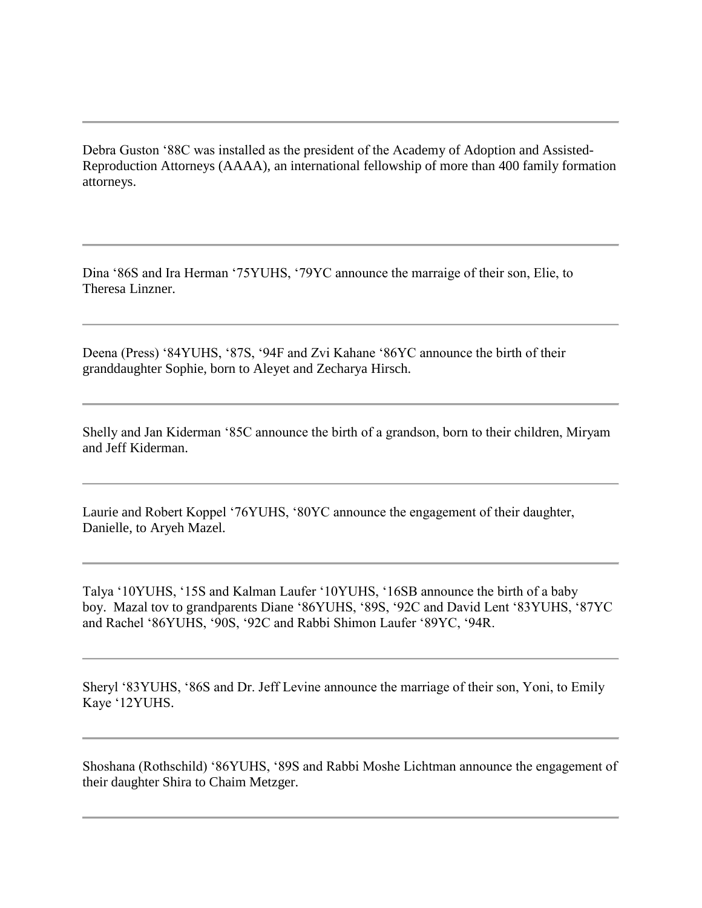---

Debra Guston ‘88C was installed as the president of the Academy of Adoption and Assisted-Reproduction Attorneys (AAAA), an international fellowship of more than 400 family formation attorneys.

---

Dina ‘86S and Ira Herman ‘75YUHS, ‘79YC announce the marraige of their son, Elie, to Theresa Linzner.

---

Deena (Press) ‘84YUHS, ‘87S, ‘94F and Zvi Kahane ‘86YC announce the birth of their granddaughter Sophie, born to Aleyet and Zecharya Hirsch.

---

Shelly and Jan Kiderman ‘85C announce the birth of a grandson, born to their children, Miryam and Jeff Kiderman.

---

Laurie and Robert Koppel ‘76YUHS, ‘80YC announce the engagement of their daughter, Danielle, to Aryeh Mazel.

---

Talya ‘10YUHS, ‘15S and Kalman Laufer ‘10YUHS, ‘16SB announce the birth of a baby boy. Mazal tov to grandparents Diane ‘86YUHS, ‘89S, ‘92C and David Lent ‘83YUHS, ‘87YC and Rachel ‘86YUHS, ‘90S, ‘92C and Rabbi Shimon Laufer ‘89YC, ‘94R.

---

Sheryl ‘83YUHS, ‘86S and Dr. Jeff Levine announce the marriage of their son, Yoni, to Emily Kaye ‘12YUHS.

---

Shoshana (Rothschild) ‘86YUHS, ‘89S and Rabbi Moshe Lichtman announce the engagement of their daughter Shira to Chaim Metzger.

---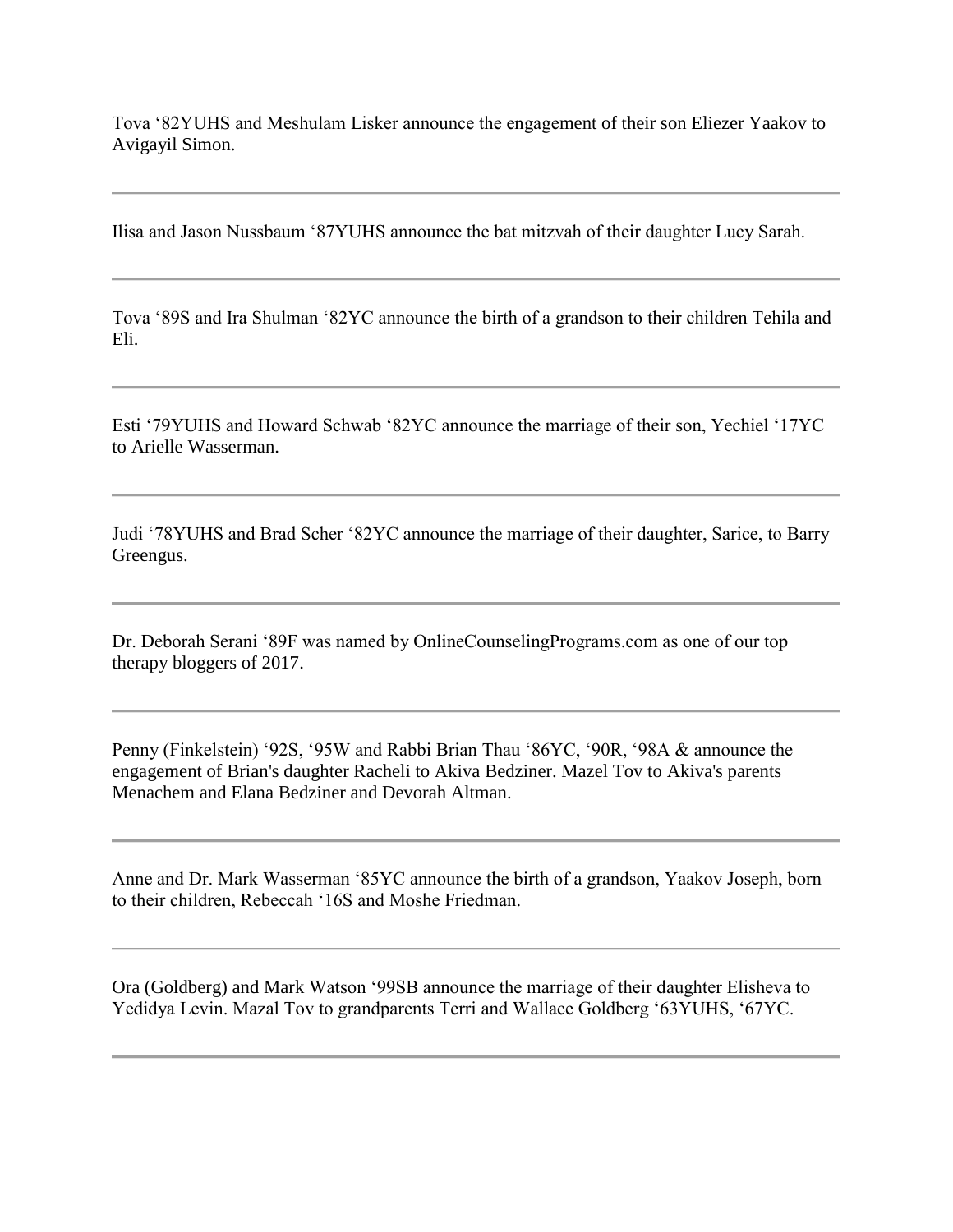Tova ‘82YUHS and Meshulam Lisker announce the engagement of their son Eliezer Yaakov to Avigayil Simon.

---

Ilisa and Jason Nussbaum ‘87YUHS announce the bat mitzvah of their daughter Lucy Sarah.

---

Tova ‘89S and Ira Shulman ‘82YC announce the birth of a grandson to their children Tehila and Eli.

---

Esti ‘79YUHS and Howard Schwab ‘82YC announce the marriage of their son, Yechiel ‘17YC to Arielle Wasserman.

---

Judi ‘78YUHS and Brad Scher ‘82YC announce the marriage of their daughter, Sarice, to Barry Greengus.

---

Dr. Deborah Serani ‘89F was named by OnlineCounselingPrograms.com as one of our top therapy bloggers of 2017.

---

Penny (Finkelstein) ‘92S, ‘95W and Rabbi Brian Thau ‘86YC, ‘90R, ‘98A & announce the engagement of Brian's daughter Racheli to Akiva Bedziner. Mazel Tov to Akiva's parents Menachem and Elana Bedziner and Devorah Altman.

---

Anne and Dr. Mark Wasserman ‘85YC announce the birth of a grandson, Yaakov Joseph, born to their children, Rebeccah ‘16S and Moshe Friedman.

---

Ora (Goldberg) and Mark Watson ‘99SB announce the marriage of their daughter Elisheva to Yedidya Levin. Mazal Tov to grandparents Terri and Wallace Goldberg ‘63YUHS, ‘67YC.

---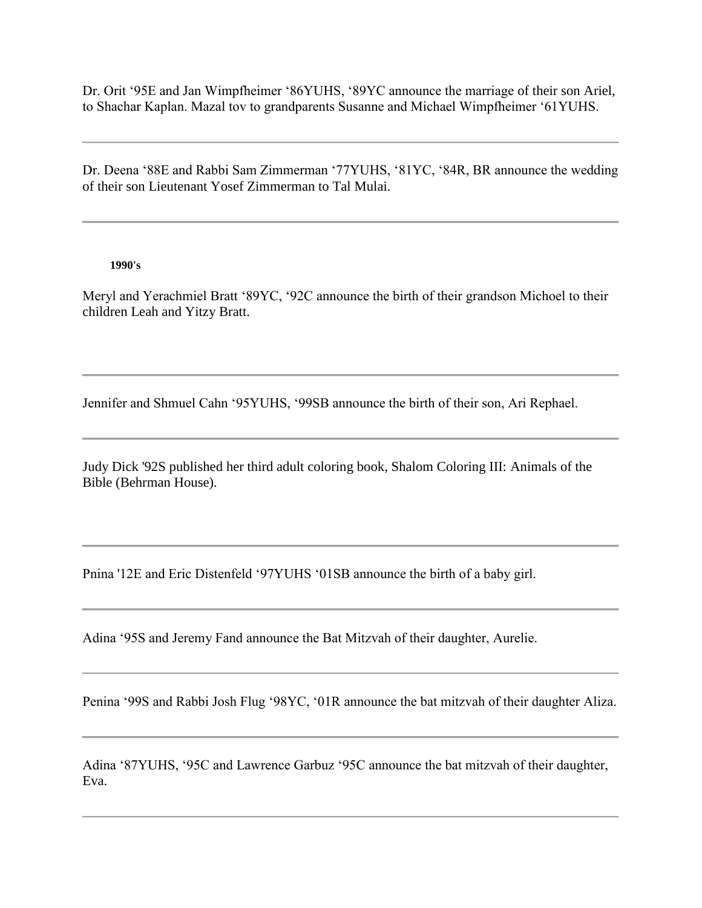Dr. Orit ‘95E and Jan Wimpfheimer ‘86YUHS, ‘89YC announce the marriage of their son Ariel, to Shachar Kaplan. Mazal tov to grandparents Susanne and Michael Wimpfheimer ‘61YUHS.

---

Dr. Deena ‘88E and Rabbi Sam Zimmerman ‘77YUHS, ‘81YC, ‘84R, BR announce the wedding of their son Lieutenant Yosef Zimmerman to Tal Mulai.

---

**1990's**

Meryl and Yerachmiel Bratt ‘89YC, ‘92C announce the birth of their grandson Michoel to their children Leah and Yitzy Bratt.

---

Jennifer and Shmuel Cahn ‘95YUHS, ‘99SB announce the birth of their son, Ari Rephael.

---

Judy Dick '92S published her third adult coloring book, Shalom Coloring III: Animals of the Bible (Behrman House).

---

Pnina '12E and Eric Distenfeld ‘97YUHS ‘01SB announce the birth of a baby girl.

---

Adina ‘95S and Jeremy Fand announce the Bat Mitzvah of their daughter, Aurelie.

---

Penina ‘99S and Rabbi Josh Flug ‘98YC, ‘01R announce the bat mitzvah of their daughter Aliza.

---

Adina ‘87YUHS, ‘95C and Lawrence Garbuz ‘95C announce the bat mitzvah of their daughter, Eva.

---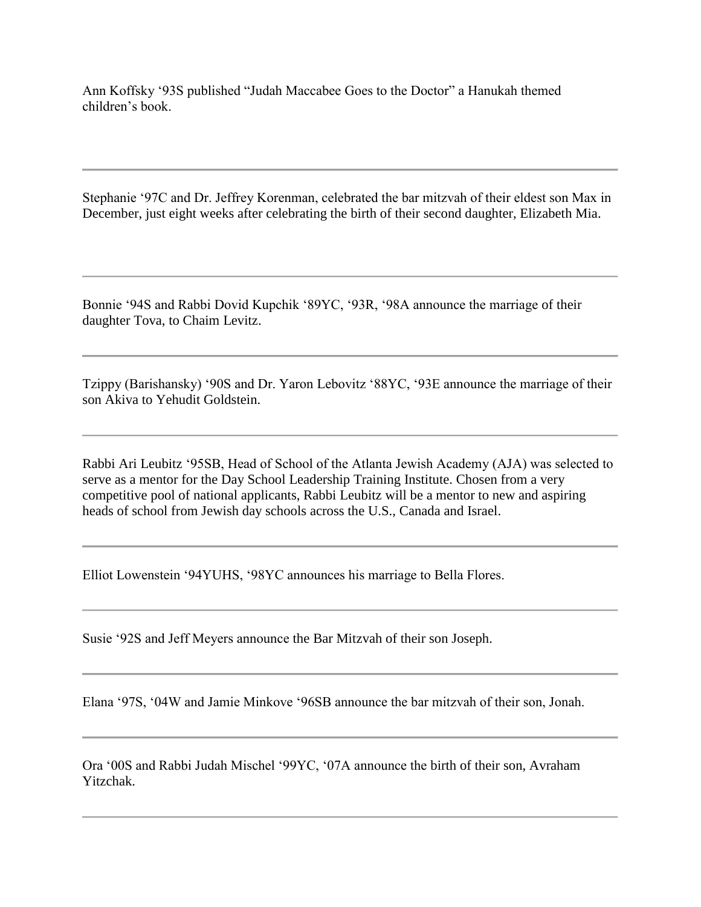Ann Koffsky ‘93S published “Judah Maccabee Goes to the Doctor” a Hanukah themed children’s book.

---

Stephanie ‘97C and Dr. Jeffrey Korenman, celebrated the bar mitzvah of their eldest son Max in December, just eight weeks after celebrating the birth of their second daughter, Elizabeth Mia.

---

Bonnie ‘94S and Rabbi Dovid Kupchik ‘89YC, ‘93R, ‘98A announce the marriage of their daughter Tova, to Chaim Levitz.

---

Tzippy (Barishansky) ‘90S and Dr. Yaron Lebovitz ‘88YC, ‘93E announce the marriage of their son Akiva to Yehudit Goldstein.

---

Rabbi Ari Leubitz ‘95SB, Head of School of the Atlanta Jewish Academy (AJA) was selected to serve as a mentor for the Day School Leadership Training Institute. Chosen from a very competitive pool of national applicants, Rabbi Leubitz will be a mentor to new and aspiring heads of school from Jewish day schools across the U.S., Canada and Israel.

---

Elliot Lowenstein ‘94YUHS, ‘98YC announces his marriage to Bella Flores.

---

Susie ‘92S and Jeff Meyers announce the Bar Mitzvah of their son Joseph.

---

Elana ‘97S, ‘04W and Jamie Minkove ‘96SB announce the bar mitzvah of their son, Jonah.

---

Ora ‘00S and Rabbi Judah Mischel ‘99YC, ‘07A announce the birth of their son, Avraham Yitzchak.

---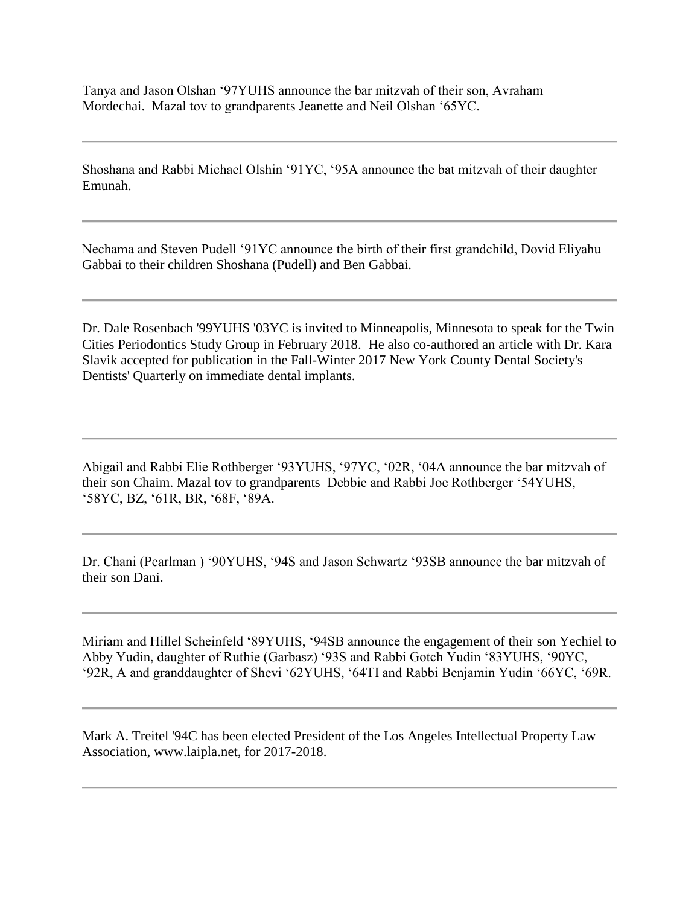Tanya and Jason Olshan ‘97YUHS announce the bar mitzvah of their son, Avraham Mordechai. Mazal tov to grandparents Jeanette and Neil Olshan ‘65YC.

---

Shoshana and Rabbi Michael Olshin ‘91YC, ‘95A announce the bat mitzvah of their daughter Emunah.

---

Nechama and Steven Pudell ‘91YC announce the birth of their first grandchild, Dovid Eliyahu Gabbai to their children Shoshana (Pudell) and Ben Gabbai.

---

Dr. Dale Rosenbach '99YUHS '03YC is invited to Minneapolis, Minnesota to speak for the Twin Cities Periodontics Study Group in February 2018. He also co-authored an article with Dr. Kara Slavik accepted for publication in the Fall-Winter 2017 New York County Dental Society's Dentists' Quarterly on immediate dental implants.

---

Abigail and Rabbi Elie Rothberger ‘93YUHS, ‘97YC, ‘02R, ‘04A announce the bar mitzvah of their son Chaim. Mazal tov to grandparents Debbie and Rabbi Joe Rothberger ‘54YUHS, ‘58YC, BZ, ‘61R, BR, ‘68F, ‘89A.

---

Dr. Chani (Pearlman ) ‘90YUHS, ‘94S and Jason Schwartz ‘93SB announce the bar mitzvah of their son Dani.

---

Miriam and Hillel Scheinfeld ‘89YUHS, ‘94SB announce the engagement of their son Yechiel to Abby Yudin, daughter of Ruthie (Garbasz) ‘93S and Rabbi Gotch Yudin ‘83YUHS, ‘90YC, ‘92R, A and granddaughter of Shevi ‘62YUHS, ‘64TI and Rabbi Benjamin Yudin ‘66YC, ‘69R.

---

Mark A. Treitel '94C has been elected President of the Los Angeles Intellectual Property Law Association, www.laipla.net, for 2017-2018.

---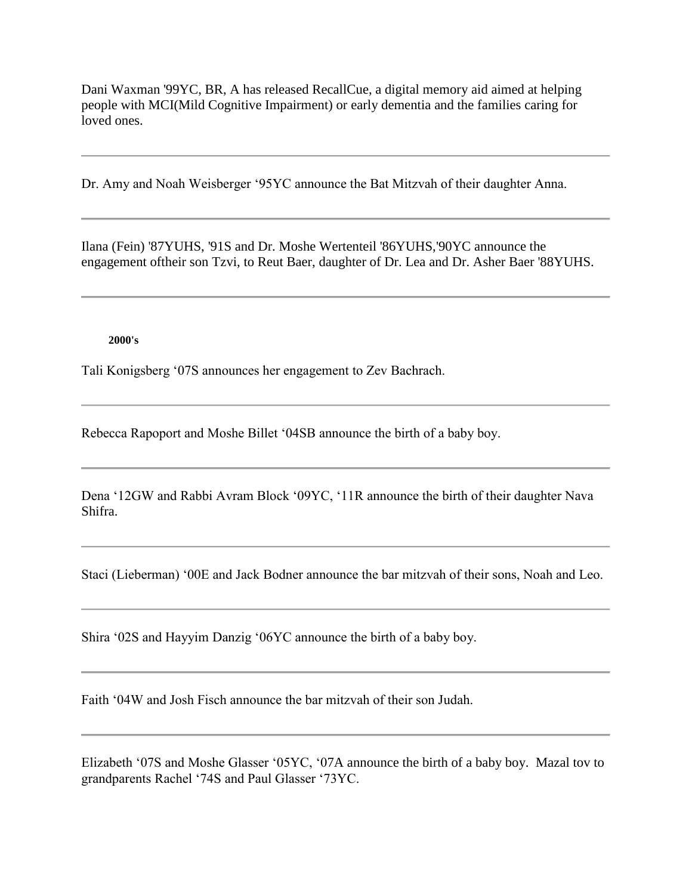Dani Waxman '99YC, BR, A has released RecallCue, a digital memory aid aimed at helping people with MCI(Mild Cognitive Impairment) or early dementia and the families caring for loved ones.

---

Dr. Amy and Noah Weisberger '95YC announce the Bat Mitzvah of their daughter Anna.

---

Ilana (Fein) '87YUHS, '91S and Dr. Moshe Wertenteil '86YUHS,'90YC announce the engagement oftheir son Tzvi, to Reut Baer, daughter of Dr. Lea and Dr. Asher Baer '88YUHS.

---

**2000's**

Tali Konigsberg '07S announces her engagement to Zev Bachrach.

---

Rebecca Rapoport and Moshe Billet '04SB announce the birth of a baby boy.

---

Dena '12GW and Rabbi Avram Block '09YC, '11R announce the birth of their daughter Nava Shifra.

---

Staci (Lieberman) '00E and Jack Bodner announce the bar mitzvah of their sons, Noah and Leo.

---

Shira '02S and Hayyim Danzig '06YC announce the birth of a baby boy.

---

Faith '04W and Josh Fisch announce the bar mitzvah of their son Judah.

---

Elizabeth '07S and Moshe Glasser '05YC, '07A announce the birth of a baby boy. Mazal tov to grandparents Rachel '74S and Paul Glasser '73YC.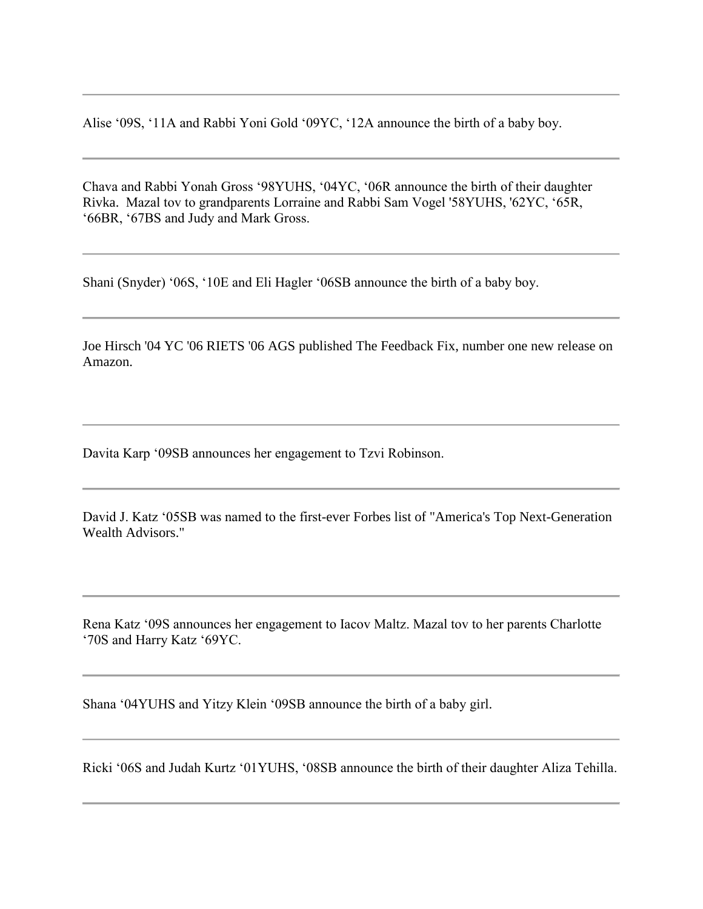---

Alise ‘09S, ‘11A and Rabbi Yoni Gold ‘09YC, ‘12A announce the birth of a baby boy.

---

Chava and Rabbi Yonah Gross ‘98YUHS, ‘04YC, ‘06R announce the birth of their daughter Rivka. Mazal tov to grandparents Lorraine and Rabbi Sam Vogel '58YUHS, '62YC, ‘65R, ‘66BR, ‘67BS and Judy and Mark Gross.

---

Shani (Snyder) ‘06S, ‘10E and Eli Hagler ‘06SB announce the birth of a baby boy.

---

Joe Hirsch '04 YC '06 RIETS '06 AGS published The Feedback Fix, number one new release on Amazon.

---

Davita Karp ‘09SB announces her engagement to Tzvi Robinson.

---

David J. Katz ‘05SB was named to the first-ever Forbes list of "America's Top Next-Generation Wealth Advisors."

---

Rena Katz ‘09S announces her engagement to Iacov Maltz. Mazal tov to her parents Charlotte ‘70S and Harry Katz ‘69YC.

---

Shana ‘04YUHS and Yitzy Klein ‘09SB announce the birth of a baby girl.

---

Ricki ‘06S and Judah Kurtz ‘01YUHS, ‘08SB announce the birth of their daughter Aliza Tehilla.

---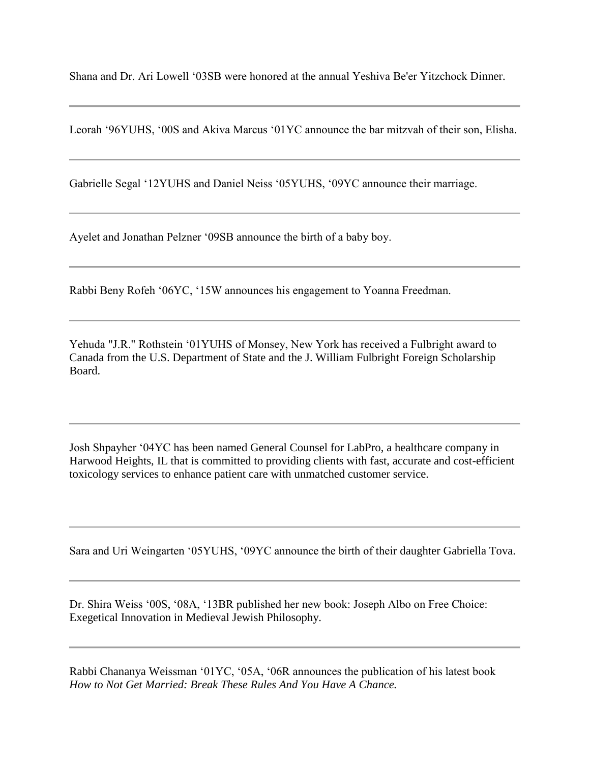Shana and Dr. Ari Lowell ‘03SB were honored at the annual Yeshiva Be'er Yitzchock Dinner.

---

Leorah ‘96YUHS, ‘00S and Akiva Marcus ‘01YC announce the bar mitzvah of their son, Elisha.

---

Gabrielle Segal ‘12YUHS and Daniel Neiss ‘05YUHS, ‘09YC announce their marriage.

---

Ayelet and Jonathan Pelzner ‘09SB announce the birth of a baby boy.

---

Rabbi Beny Rofeh ‘06YC, ‘15W announces his engagement to Yoanna Freedman.

---

Yehuda "J.R." Rothstein ‘01YUHS of Monsey, New York has received a Fulbright award to Canada from the U.S. Department of State and the J. William Fulbright Foreign Scholarship Board.

---

Josh Shpayher ‘04YC has been named General Counsel for LabPro, a healthcare company in Harwood Heights, IL that is committed to providing clients with fast, accurate and cost-efficient toxicology services to enhance patient care with unmatched customer service.

---

Sara and Uri Weingarten ‘05YUHS, ‘09YC announce the birth of their daughter Gabriella Tova.

---

Dr. Shira Weiss ‘00S, ‘08A, ‘13BR published her new book: Joseph Albo on Free Choice: Exegetical Innovation in Medieval Jewish Philosophy.

---

Rabbi Chananya Weissman ‘01YC, ‘05A, ‘06R announces the publication of his latest book *How to Not Get Married: Break These Rules And You Have A Chance.*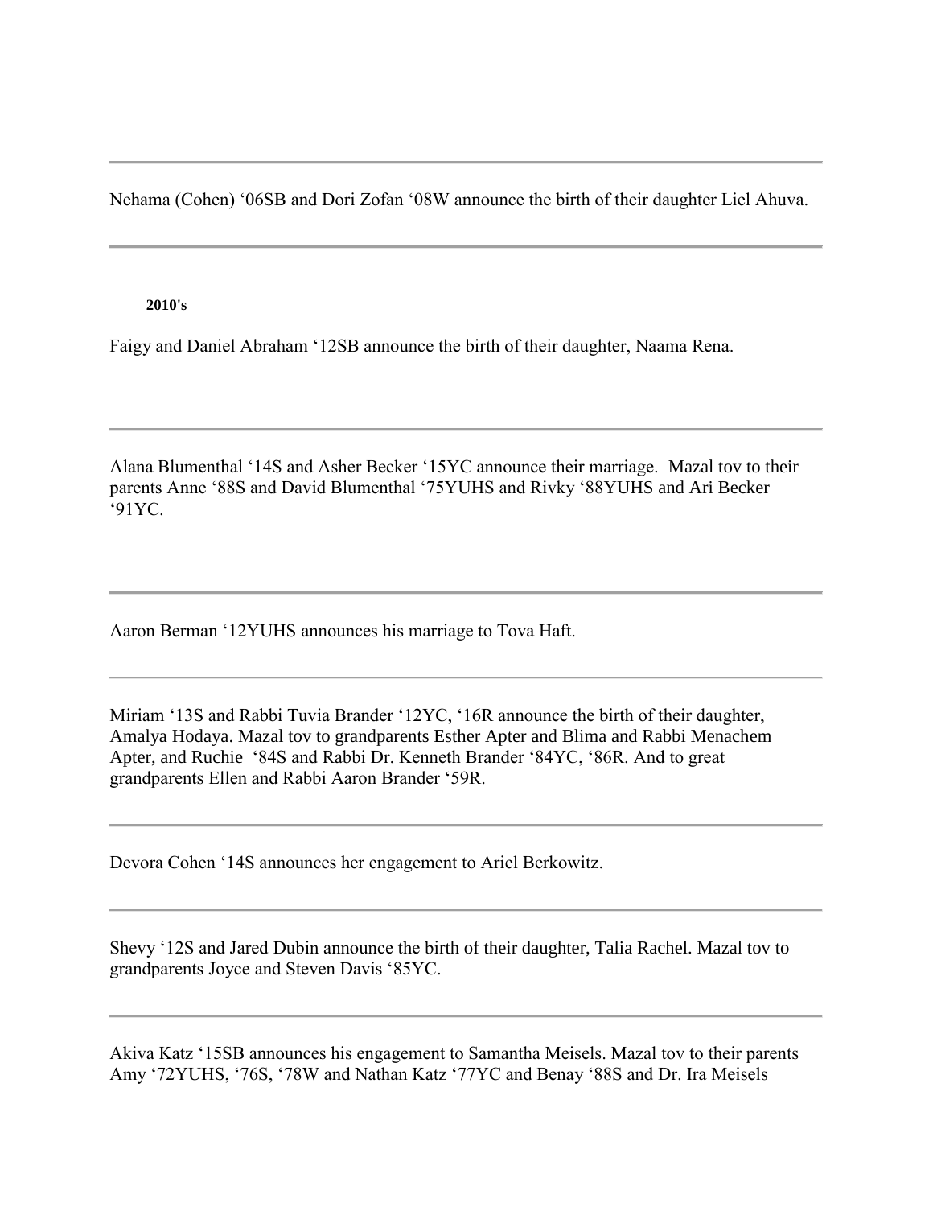---

Nehama (Cohen) ‘06SB and Dori Zofan ‘08W announce the birth of their daughter Liel Ahuva.

---

**2010's**

Faigy and Daniel Abraham ‘12SB announce the birth of their daughter, Naama Rena.

---

Alana Blumenthal ‘14S and Asher Becker ‘15YC announce their marriage.  Mazal tov to their parents Anne ‘88S and David Blumenthal ‘75YUHS and Rivky ‘88YUHS and Ari Becker ‘91YC.

---

Aaron Berman ‘12YUHS announces his marriage to Tova Haft.

---

Miriam ‘13S and Rabbi Tuvia Brander ‘12YC, ‘16R announce the birth of their daughter, Amalya Hodaya. Mazal tov to grandparents Esther Apter and Blima and Rabbi Menachem Apter, and Ruchie ‘84S and Rabbi Dr. Kenneth Brander ‘84YC, ‘86R. And to great grandparents Ellen and Rabbi Aaron Brander ‘59R.

---

Devora Cohen ‘14S announces her engagement to Ariel Berkowitz.

---

Shevy ‘12S and Jared Dubin announce the birth of their daughter, Talia Rachel. Mazal tov to grandparents Joyce and Steven Davis ‘85YC.

---

Akiva Katz ‘15SB announces his engagement to Samantha Meisels. Mazal tov to their parents Amy ‘72YUHS, ‘76S, ‘78W and Nathan Katz ‘77YC and Benay ‘88S and Dr. Ira Meisels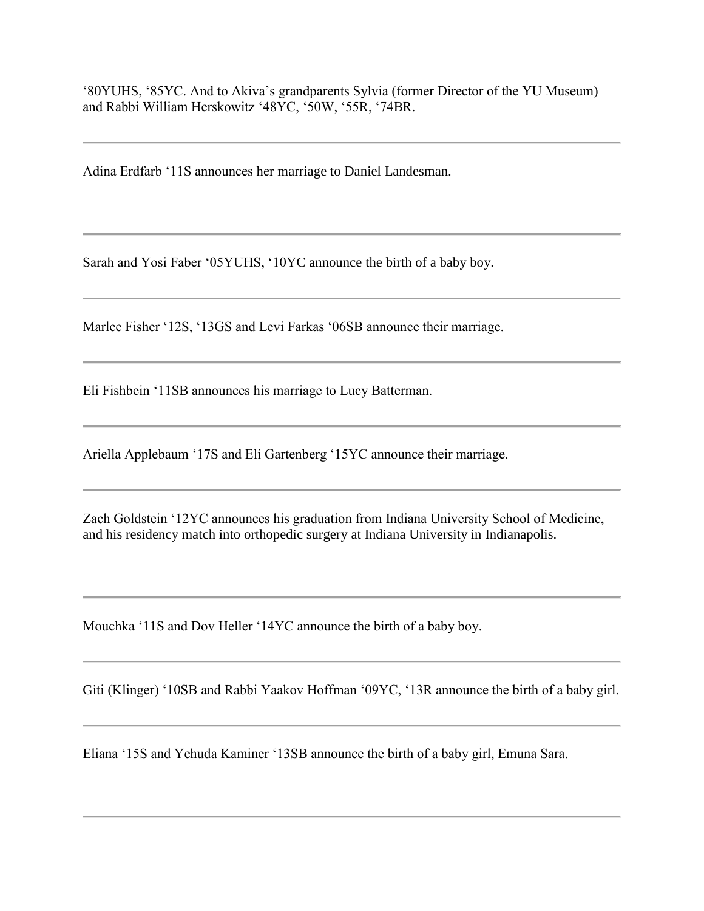‘80YUHS, ‘85YC. And to Akiva’s grandparents Sylvia (former Director of the YU Museum) and Rabbi William Herskowitz ‘48YC, ‘50W, ‘55R, ‘74BR.

---

Adina Erdfarb ‘11S announces her marriage to Daniel Landesman.

---

Sarah and Yosi Faber ‘05YUHS, ‘10YC announce the birth of a baby boy.

---

Marlee Fisher ‘12S, ‘13GS and Levi Farkas ‘06SB announce their marriage.

---

Eli Fishbein ‘11SB announces his marriage to Lucy Batterman.

---

Ariella Applebaum ‘17S and Eli Gartenberg ‘15YC announce their marriage.

---

Zach Goldstein ‘12YC announces his graduation from Indiana University School of Medicine, and his residency match into orthopedic surgery at Indiana University in Indianapolis.

---

Mouchka ‘11S and Dov Heller ‘14YC announce the birth of a baby boy.

---

Giti (Klinger) ‘10SB and Rabbi Yaakov Hoffman ‘09YC, ‘13R announce the birth of a baby girl.

---

Eliana ‘15S and Yehuda Kaminer ‘13SB announce the birth of a baby girl, Emuna Sara.

---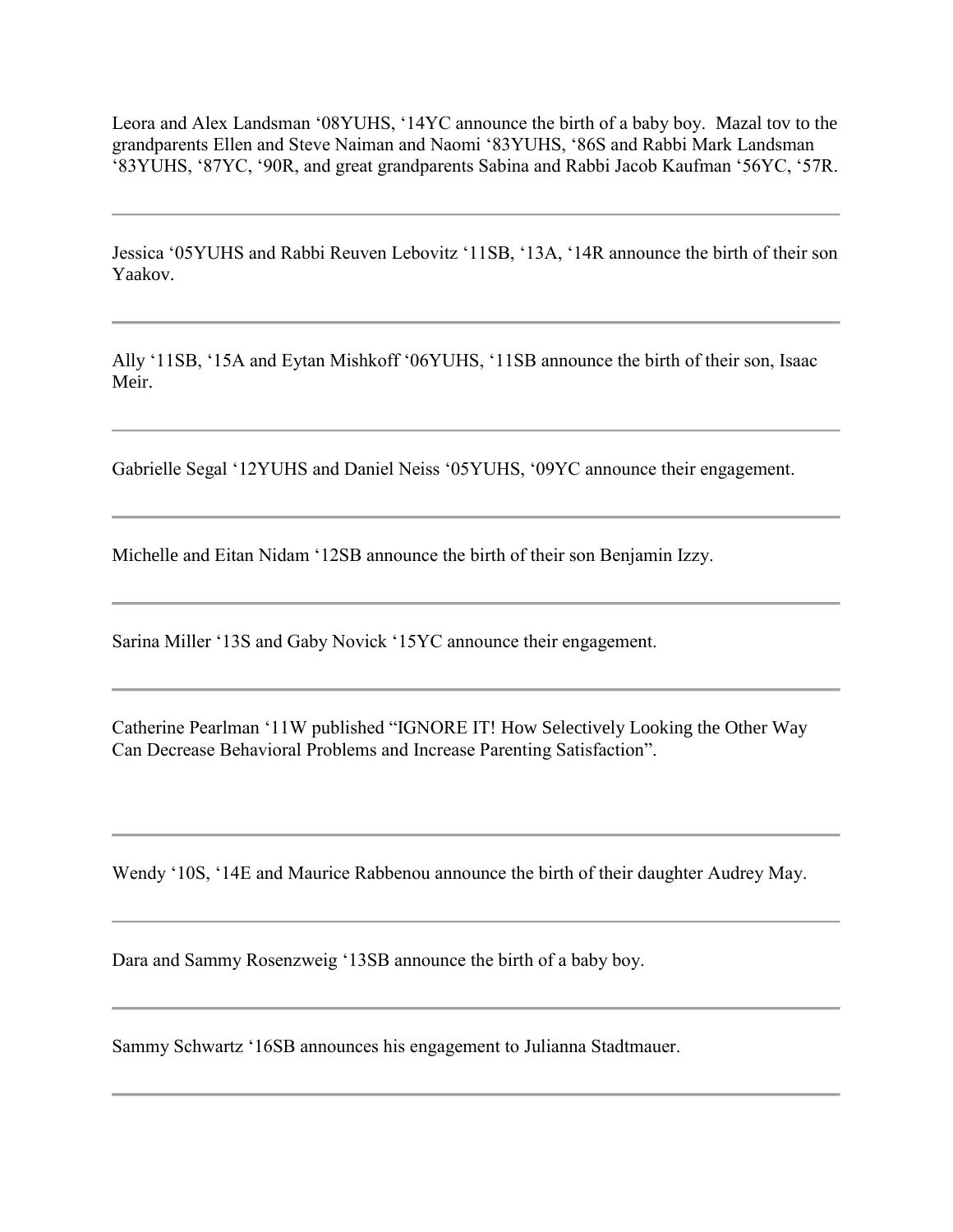Leora and Alex Landsman ‘08YUHS, ‘14YC announce the birth of a baby boy. Mazal tov to the grandparents Ellen and Steve Naiman and Naomi ‘83YUHS, ‘86S and Rabbi Mark Landsman ‘83YUHS, ‘87YC, ‘90R, and great grandparents Sabina and Rabbi Jacob Kaufman ‘56YC, ‘57R.

---

Jessica ‘05YUHS and Rabbi Reuven Lebovitz ‘11SB, ‘13A, ‘14R announce the birth of their son Yaakov.

---

Ally ‘11SB, ‘15A and Eytan Mishkoff ‘06YUHS, ‘11SB announce the birth of their son, Isaac Meir.

---

Gabrielle Segal ‘12YUHS and Daniel Neiss ‘05YUHS, ‘09YC announce their engagement.

---

Michelle and Eitan Nidam ‘12SB announce the birth of their son Benjamin Izzy.

---

Sarina Miller ‘13S and Gaby Novick ‘15YC announce their engagement.

---

Catherine Pearlman ‘11W published “IGNORE IT! How Selectively Looking the Other Way Can Decrease Behavioral Problems and Increase Parenting Satisfaction”.

---

Wendy ‘10S, ‘14E and Maurice Rabbenou announce the birth of their daughter Audrey May.

---

Dara and Sammy Rosenzweig ‘13SB announce the birth of a baby boy.

---

Sammy Schwartz ‘16SB announces his engagement to Julianna Stadtmauer.

---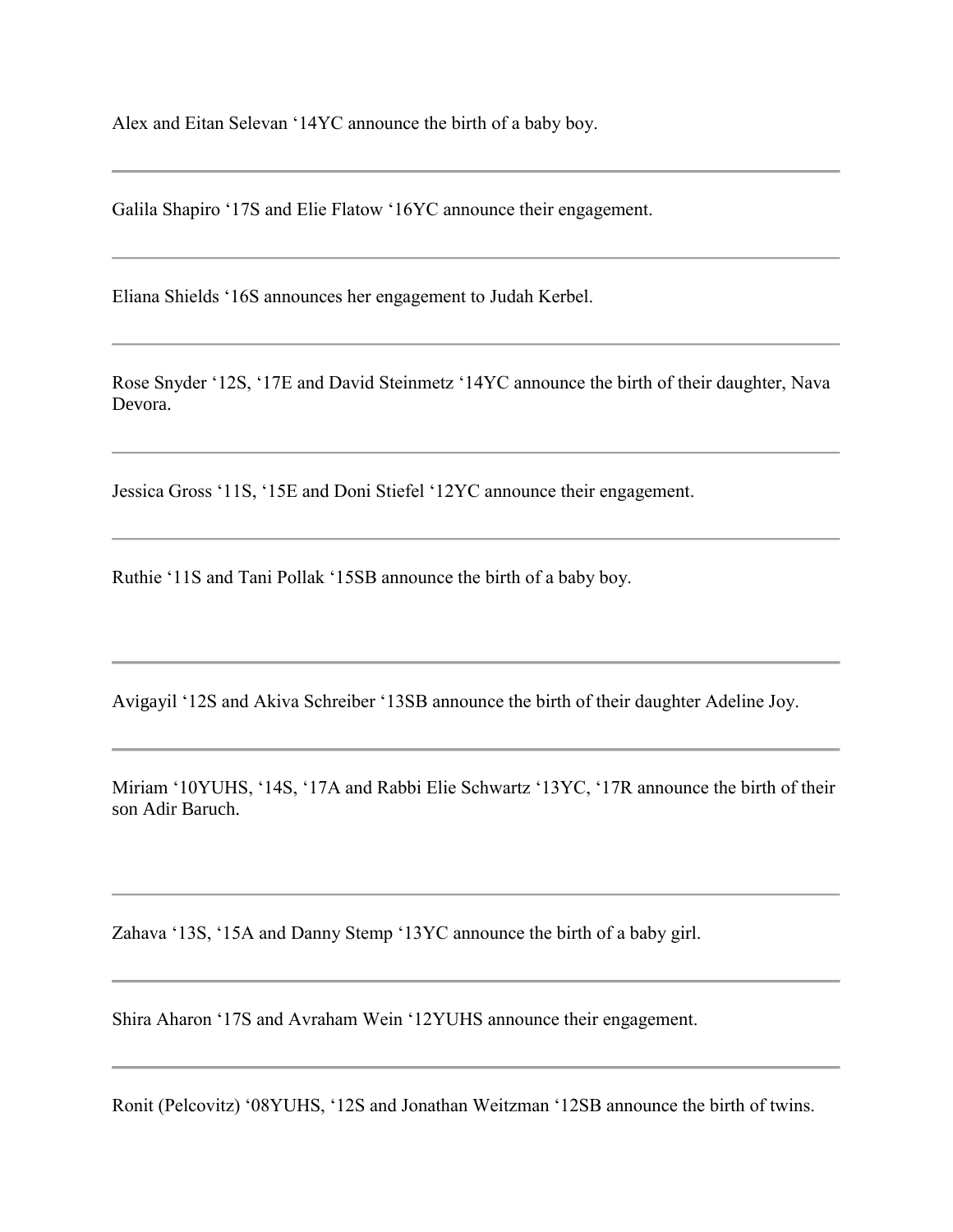Alex and Eitan Selevan '14YC announce the birth of a baby boy.

---

Galila Shapiro '17S and Elie Flatow '16YC announce their engagement.

---

Eliana Shields '16S announces her engagement to Judah Kerbel.

---

Rose Snyder '12S, '17E and David Steinmetz '14YC announce the birth of their daughter, Nava Devora.

---

Jessica Gross '11S, '15E and Doni Stiefel '12YC announce their engagement.

---

Ruthie '11S and Tani Pollak '15SB announce the birth of a baby boy.

---

Avigayil '12S and Akiva Schreiber '13SB announce the birth of their daughter Adeline Joy.

---

Miriam '10YUHS, '14S, '17A and Rabbi Elie Schwartz '13YC, '17R announce the birth of their son Adir Baruch.

---

Zahava '13S, '15A and Danny Stemp '13YC announce the birth of a baby girl.

---

Shira Aharon '17S and Avraham Wein '12YUHS announce their engagement.

---

Ronit (Pelcovitz) '08YUHS, '12S and Jonathan Weitzman '12SB announce the birth of twins.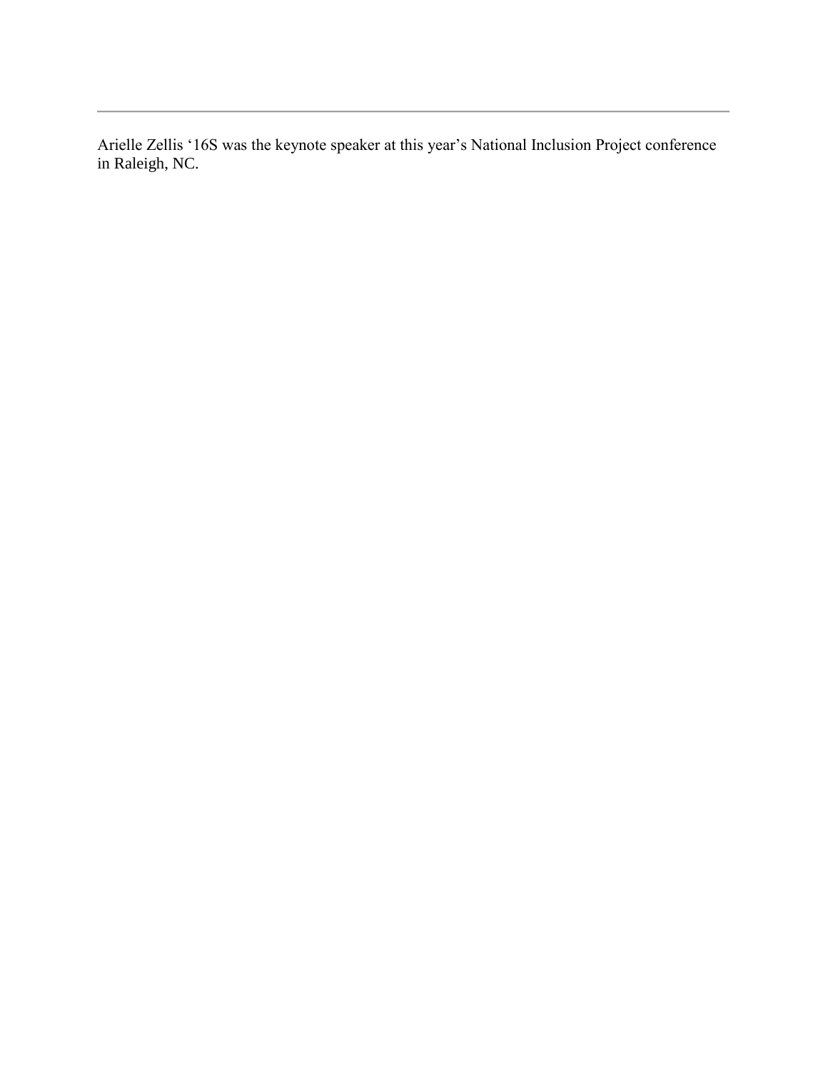---

Arielle Zellis ‘16S was the keynote speaker at this year’s National Inclusion Project conference in Raleigh, NC.